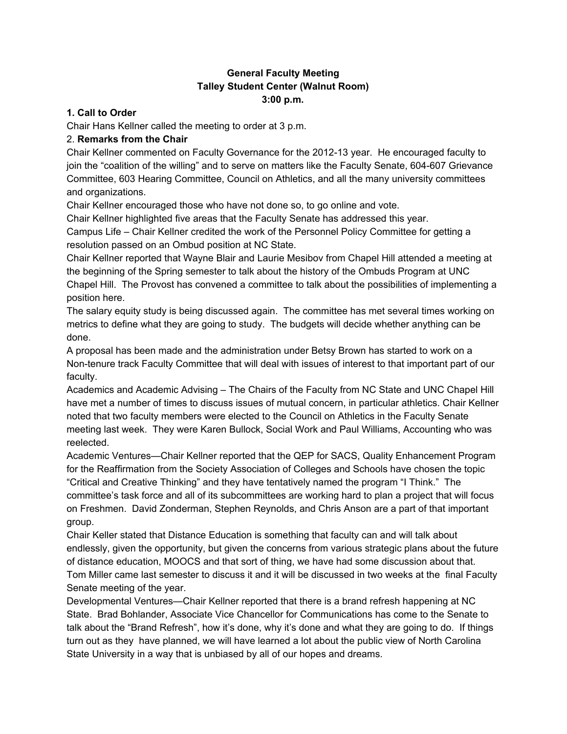**General Faculty Meeting**
**Talley Student Center (Walnut Room)**
**3:00 p.m.**

**1. Call to Order**

Chair Hans Kellner called the meeting to order at 3 p.m.

2. **Remarks from the Chair**

Chair Kellner commented on Faculty Governance for the 2012-13 year. He encouraged faculty to join the "coalition of the willing" and to serve on matters like the Faculty Senate, 604-607 Grievance Committee, 603 Hearing Committee, Council on Athletics, and all the many university committees and organizations.

Chair Kellner encouraged those who have not done so, to go online and vote.

Chair Kellner highlighted five areas that the Faculty Senate has addressed this year.

Campus Life – Chair Kellner credited the work of the Personnel Policy Committee for getting a resolution passed on an Ombud position at NC State.

Chair Kellner reported that Wayne Blair and Laurie Mesibov from Chapel Hill attended a meeting at the beginning of the Spring semester to talk about the history of the Ombuds Program at UNC Chapel Hill. The Provost has convened a committee to talk about the possibilities of implementing a position here.

The salary equity study is being discussed again. The committee has met several times working on metrics to define what they are going to study. The budgets will decide whether anything can be done.

A proposal has been made and the administration under Betsy Brown has started to work on a Non-tenure track Faculty Committee that will deal with issues of interest to that important part of our faculty.

Academics and Academic Advising – The Chairs of the Faculty from NC State and UNC Chapel Hill have met a number of times to discuss issues of mutual concern, in particular athletics. Chair Kellner noted that two faculty members were elected to the Council on Athletics in the Faculty Senate meeting last week. They were Karen Bullock, Social Work and Paul Williams, Accounting who was reelected.

Academic Ventures—Chair Kellner reported that the QEP for SACS, Quality Enhancement Program for the Reaffirmation from the Society Association of Colleges and Schools have chosen the topic "Critical and Creative Thinking" and they have tentatively named the program "I Think." The committee's task force and all of its subcommittees are working hard to plan a project that will focus on Freshmen. David Zonderman, Stephen Reynolds, and Chris Anson are a part of that important group.

Chair Keller stated that Distance Education is something that faculty can and will talk about endlessly, given the opportunity, but given the concerns from various strategic plans about the future of distance education, MOOCS and that sort of thing, we have had some discussion about that. Tom Miller came last semester to discuss it and it will be discussed in two weeks at the final Faculty Senate meeting of the year.

Developmental Ventures—Chair Kellner reported that there is a brand refresh happening at NC State. Brad Bohlander, Associate Vice Chancellor for Communications has come to the Senate to talk about the "Brand Refresh", how it's done, why it's done and what they are going to do. If things turn out as they have planned, we will have learned a lot about the public view of North Carolina State University in a way that is unbiased by all of our hopes and dreams.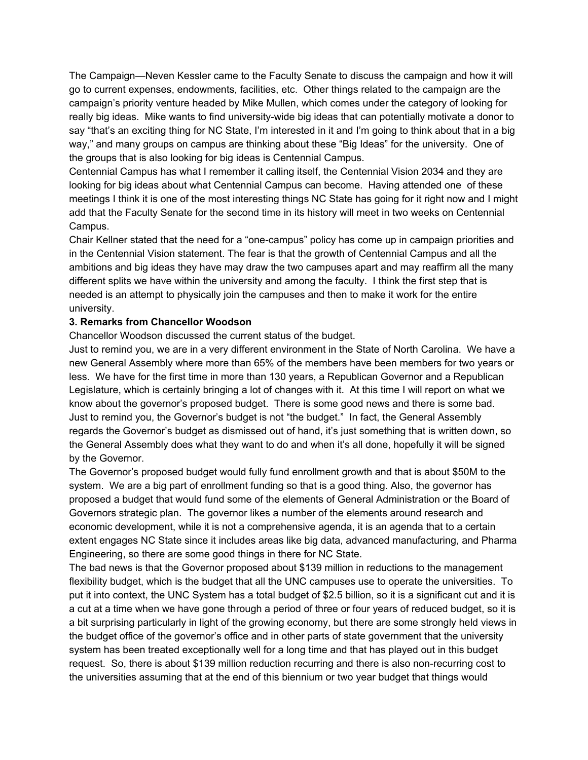The Campaign—Neven Kessler came to the Faculty Senate to discuss the campaign and how it will go to current expenses, endowments, facilities, etc. Other things related to the campaign are the campaign's priority venture headed by Mike Mullen, which comes under the category of looking for really big ideas. Mike wants to find university-wide big ideas that can potentially motivate a donor to say "that's an exciting thing for NC State, I'm interested in it and I'm going to think about that in a big way," and many groups on campus are thinking about these "Big Ideas" for the university. One of the groups that is also looking for big ideas is Centennial Campus.

Centennial Campus has what I remember it calling itself, the Centennial Vision 2034 and they are looking for big ideas about what Centennial Campus can become. Having attended one of these meetings I think it is one of the most interesting things NC State has going for it right now and I might add that the Faculty Senate for the second time in its history will meet in two weeks on Centennial Campus.

Chair Kellner stated that the need for a "one-campus" policy has come up in campaign priorities and in the Centennial Vision statement. The fear is that the growth of Centennial Campus and all the ambitions and big ideas they have may draw the two campuses apart and may reaffirm all the many different splits we have within the university and among the faculty. I think the first step that is needed is an attempt to physically join the campuses and then to make it work for the entire university.

**3. Remarks from Chancellor Woodson**

Chancellor Woodson discussed the current status of the budget.

Just to remind you, we are in a very different environment in the State of North Carolina. We have a new General Assembly where more than 65% of the members have been members for two years or less. We have for the first time in more than 130 years, a Republican Governor and a Republican Legislature, which is certainly bringing a lot of changes with it. At this time I will report on what we know about the governor's proposed budget. There is some good news and there is some bad. Just to remind you, the Governor's budget is not "the budget." In fact, the General Assembly regards the Governor's budget as dismissed out of hand, it's just something that is written down, so the General Assembly does what they want to do and when it's all done, hopefully it will be signed by the Governor.

The Governor's proposed budget would fully fund enrollment growth and that is about $50M to the system. We are a big part of enrollment funding so that is a good thing. Also, the governor has proposed a budget that would fund some of the elements of General Administration or the Board of Governors strategic plan. The governor likes a number of the elements around research and economic development, while it is not a comprehensive agenda, it is an agenda that to a certain extent engages NC State since it includes areas like big data, advanced manufacturing, and Pharma Engineering, so there are some good things in there for NC State.

The bad news is that the Governor proposed about $139 million in reductions to the management flexibility budget, which is the budget that all the UNC campuses use to operate the universities. To put it into context, the UNC System has a total budget of $2.5 billion, so it is a significant cut and it is a cut at a time when we have gone through a period of three or four years of reduced budget, so it is a bit surprising particularly in light of the growing economy, but there are some strongly held views in the budget office of the governor's office and in other parts of state government that the university system has been treated exceptionally well for a long time and that has played out in this budget request. So, there is about $139 million reduction recurring and there is also non-recurring cost to the universities assuming that at the end of this biennium or two year budget that things would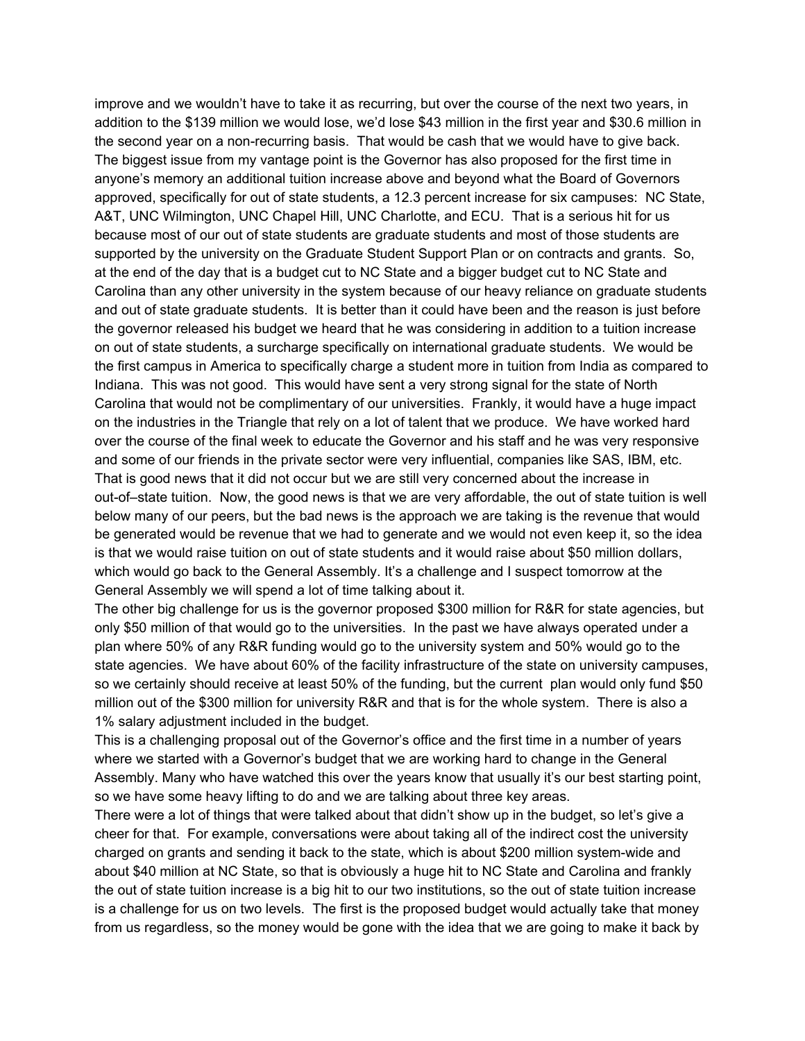improve and we wouldn't have to take it as recurring, but over the course of the next two years, in addition to the $139 million we would lose, we'd lose $43 million in the first year and $30.6 million in the second year on a non-recurring basis. That would be cash that we would have to give back. The biggest issue from my vantage point is the Governor has also proposed for the first time in anyone's memory an additional tuition increase above and beyond what the Board of Governors approved, specifically for out of state students, a 12.3 percent increase for six campuses: NC State, A&T, UNC Wilmington, UNC Chapel Hill, UNC Charlotte, and ECU. That is a serious hit for us because most of our out of state students are graduate students and most of those students are supported by the university on the Graduate Student Support Plan or on contracts and grants. So, at the end of the day that is a budget cut to NC State and a bigger budget cut to NC State and Carolina than any other university in the system because of our heavy reliance on graduate students and out of state graduate students. It is better than it could have been and the reason is just before the governor released his budget we heard that he was considering in addition to a tuition increase on out of state students, a surcharge specifically on international graduate students. We would be the first campus in America to specifically charge a student more in tuition from India as compared to Indiana. This was not good. This would have sent a very strong signal for the state of North Carolina that would not be complimentary of our universities. Frankly, it would have a huge impact on the industries in the Triangle that rely on a lot of talent that we produce. We have worked hard over the course of the final week to educate the Governor and his staff and he was very responsive and some of our friends in the private sector were very influential, companies like SAS, IBM, etc. That is good news that it did not occur but we are still very concerned about the increase in out-of–state tuition. Now, the good news is that we are very affordable, the out of state tuition is well below many of our peers, but the bad news is the approach we are taking is the revenue that would be generated would be revenue that we had to generate and we would not even keep it, so the idea is that we would raise tuition on out of state students and it would raise about $50 million dollars, which would go back to the General Assembly. It's a challenge and I suspect tomorrow at the General Assembly we will spend a lot of time talking about it.

The other big challenge for us is the governor proposed $300 million for R&R for state agencies, but only $50 million of that would go to the universities. In the past we have always operated under a plan where 50% of any R&R funding would go to the university system and 50% would go to the state agencies. We have about 60% of the facility infrastructure of the state on university campuses, so we certainly should receive at least 50% of the funding, but the current plan would only fund $50 million out of the $300 million for university R&R and that is for the whole system. There is also a 1% salary adjustment included in the budget.

This is a challenging proposal out of the Governor's office and the first time in a number of years where we started with a Governor's budget that we are working hard to change in the General Assembly. Many who have watched this over the years know that usually it's our best starting point, so we have some heavy lifting to do and we are talking about three key areas.

There were a lot of things that were talked about that didn't show up in the budget, so let's give a cheer for that. For example, conversations were about taking all of the indirect cost the university charged on grants and sending it back to the state, which is about $200 million system-wide and about $40 million at NC State, so that is obviously a huge hit to NC State and Carolina and frankly the out of state tuition increase is a big hit to our two institutions, so the out of state tuition increase is a challenge for us on two levels. The first is the proposed budget would actually take that money from us regardless, so the money would be gone with the idea that we are going to make it back by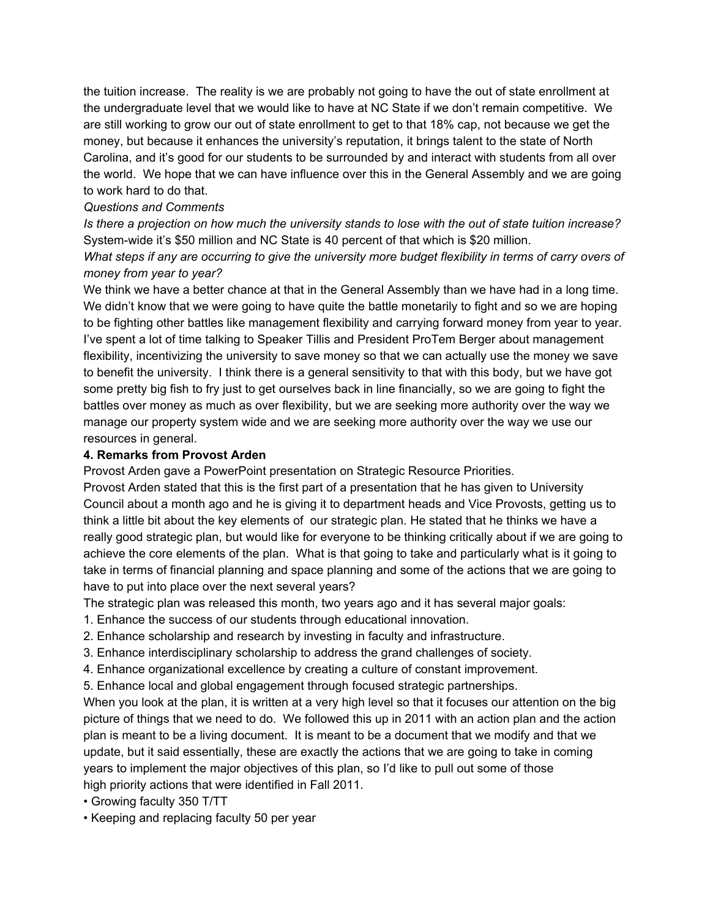the tuition increase. The reality is we are probably not going to have the out of state enrollment at the undergraduate level that we would like to have at NC State if we don't remain competitive. We are still working to grow our out of state enrollment to get to that 18% cap, not because we get the money, but because it enhances the university's reputation, it brings talent to the state of North Carolina, and it's good for our students to be surrounded by and interact with students from all over the world. We hope that we can have influence over this in the General Assembly and we are going to work hard to do that.

*Questions and Comments*

*Is there a projection on how much the university stands to lose with the out of state tuition increase?*
System-wide it's $50 million and NC State is 40 percent of that which is $20 million.

*What steps if any are occurring to give the university more budget flexibility in terms of carry overs of money from year to year?*
We think we have a better chance at that in the General Assembly than we have had in a long time. We didn't know that we were going to have quite the battle monetarily to fight and so we are hoping to be fighting other battles like management flexibility and carrying forward money from year to year. I've spent a lot of time talking to Speaker Tillis and President ProTem Berger about management flexibility, incentivizing the university to save money so that we can actually use the money we save to benefit the university. I think there is a general sensitivity to that with this body, but we have got some pretty big fish to fry just to get ourselves back in line financially, so we are going to fight the battles over money as much as over flexibility, but we are seeking more authority over the way we manage our property system wide and we are seeking more authority over the way we use our resources in general.

**4. Remarks from Provost Arden**

Provost Arden gave a PowerPoint presentation on Strategic Resource Priorities.

Provost Arden stated that this is the first part of a presentation that he has given to University Council about a month ago and he is giving it to department heads and Vice Provosts, getting us to think a little bit about the key elements of our strategic plan. He stated that he thinks we have a really good strategic plan, but would like for everyone to be thinking critically about if we are going to achieve the core elements of the plan. What is that going to take and particularly what is it going to take in terms of financial planning and space planning and some of the actions that we are going to have to put into place over the next several years?

The strategic plan was released this month, two years ago and it has several major goals:

1. Enhance the success of our students through educational innovation.
2. Enhance scholarship and research by investing in faculty and infrastructure.
3. Enhance interdisciplinary scholarship to address the grand challenges of society.
4. Enhance organizational excellence by creating a culture of constant improvement.
5. Enhance local and global engagement through focused strategic partnerships.

When you look at the plan, it is written at a very high level so that it focuses our attention on the big picture of things that we need to do. We followed this up in 2011 with an action plan and the action plan is meant to be a living document. It is meant to be a document that we modify and that we update, but it said essentially, these are exactly the actions that we are going to take in coming years to implement the major objectives of this plan, so I'd like to pull out some of those high priority actions that were identified in Fall 2011.

- Growing faculty 350 T/TT
- Keeping and replacing faculty 50 per year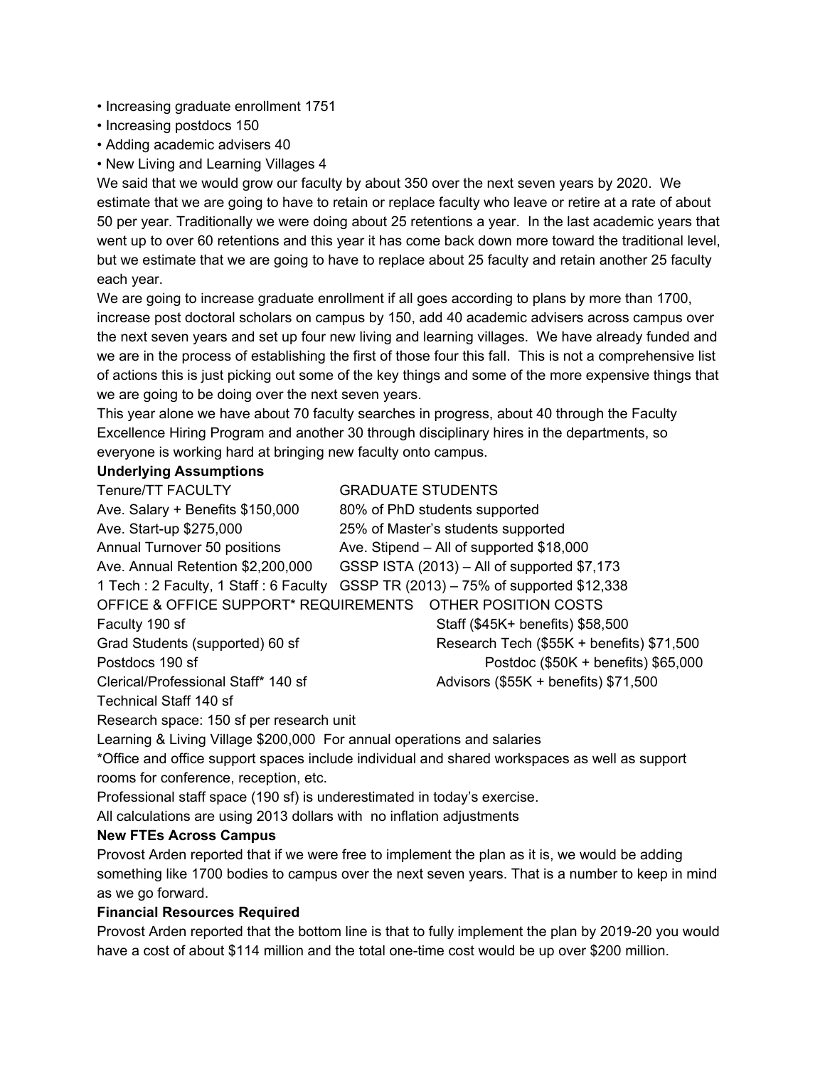- Increasing graduate enrollment 1751
- Increasing postdocs 150
- Adding academic advisers 40
- New Living and Learning Villages 4

We said that we would grow our faculty by about 350 over the next seven years by 2020. We estimate that we are going to have to retain or replace faculty who leave or retire at a rate of about 50 per year. Traditionally we were doing about 25 retentions a year. In the last academic years that went up to over 60 retentions and this year it has come back down more toward the traditional level, but we estimate that we are going to have to replace about 25 faculty and retain another 25 faculty each year.

We are going to increase graduate enrollment if all goes according to plans by more than 1700, increase post doctoral scholars on campus by 150, add 40 academic advisers across campus over the next seven years and set up four new living and learning villages. We have already funded and we are in the process of establishing the first of those four this fall. This is not a comprehensive list of actions this is just picking out some of the key things and some of the more expensive things that we are going to be doing over the next seven years.

This year alone we have about 70 faculty searches in progress, about 40 through the Faculty Excellence Hiring Program and another 30 through disciplinary hires in the departments, so everyone is working hard at bringing new faculty onto campus.

**Underlying Assumptions**

| Tenure/TT FACULTY | GRADUATE STUDENTS |
|---|---|
| Ave. Salary + Benefits $150,000 | 80% of PhD students supported |
| Ave. Start-up $275,000 | 25% of Master's students supported |
| Annual Turnover 50 positions | Ave. Stipend – All of supported $18,000 |
| Ave. Annual Retention $2,200,000 | GSSP ISTA (2013) – All of supported $7,173 |
| 1 Tech : 2 Faculty, 1 Staff : 6 Faculty | GSSP TR (2013) – 75% of supported $12,338 |

| OFFICE & OFFICE SUPPORT* REQUIREMENTS | OTHER POSITION COSTS |
|---|---|
| Faculty 190 sf | Staff ($45K+ benefits) $58,500 |
| Grad Students (supported) 60 sf | Research Tech ($55K + benefits) $71,500 |
| Postdocs 190 sf | Postdoc ($50K + benefits) $65,000 |
| Clerical/Professional Staff* 140 sf | Advisors ($55K + benefits) $71,500 |
| Technical Staff 140 sf | |

Research space: 150 sf per research unit

Learning & Living Village $200,000 For annual operations and salaries

*Office and office support spaces include individual and shared workspaces as well as support rooms for conference, reception, etc.

Professional staff space (190 sf) is underestimated in today's exercise.

All calculations are using 2013 dollars with no inflation adjustments

**New FTEs Across Campus**

Provost Arden reported that if we were free to implement the plan as it is, we would be adding something like 1700 bodies to campus over the next seven years. That is a number to keep in mind as we go forward.

**Financial Resources Required**

Provost Arden reported that the bottom line is that to fully implement the plan by 2019-20 you would have a cost of about $114 million and the total one-time cost would be up over $200 million.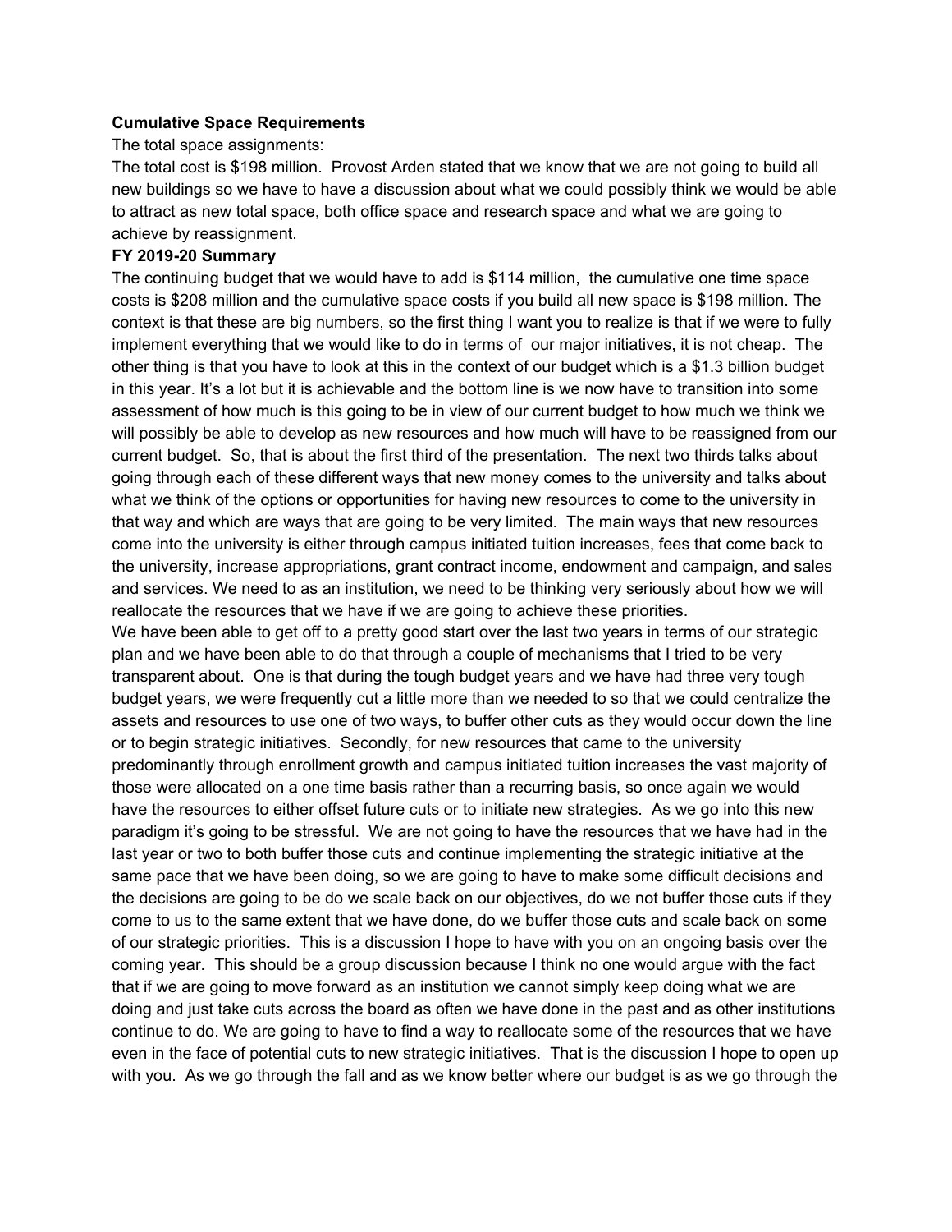**Cumulative Space Requirements**

The total space assignments:

The total cost is $198 million. Provost Arden stated that we know that we are not going to build all new buildings so we have to have a discussion about what we could possibly think we would be able to attract as new total space, both office space and research space and what we are going to achieve by reassignment.

**FY 2019-20 Summary**

The continuing budget that we would have to add is $114 million, the cumulative one time space costs is $208 million and the cumulative space costs if you build all new space is $198 million. The context is that these are big numbers, so the first thing I want you to realize is that if we were to fully implement everything that we would like to do in terms of our major initiatives, it is not cheap. The other thing is that you have to look at this in the context of our budget which is a $1.3 billion budget in this year. It's a lot but it is achievable and the bottom line is we now have to transition into some assessment of how much is this going to be in view of our current budget to how much we think we will possibly be able to develop as new resources and how much will have to be reassigned from our current budget. So, that is about the first third of the presentation. The next two thirds talks about going through each of these different ways that new money comes to the university and talks about what we think of the options or opportunities for having new resources to come to the university in that way and which are ways that are going to be very limited. The main ways that new resources come into the university is either through campus initiated tuition increases, fees that come back to the university, increase appropriations, grant contract income, endowment and campaign, and sales and services. We need to as an institution, we need to be thinking very seriously about how we will reallocate the resources that we have if we are going to achieve these priorities.

We have been able to get off to a pretty good start over the last two years in terms of our strategic plan and we have been able to do that through a couple of mechanisms that I tried to be very transparent about. One is that during the tough budget years and we have had three very tough budget years, we were frequently cut a little more than we needed to so that we could centralize the assets and resources to use one of two ways, to buffer other cuts as they would occur down the line or to begin strategic initiatives. Secondly, for new resources that came to the university predominantly through enrollment growth and campus initiated tuition increases the vast majority of those were allocated on a one time basis rather than a recurring basis, so once again we would have the resources to either offset future cuts or to initiate new strategies. As we go into this new paradigm it's going to be stressful. We are not going to have the resources that we have had in the last year or two to both buffer those cuts and continue implementing the strategic initiative at the same pace that we have been doing, so we are going to have to make some difficult decisions and the decisions are going to be do we scale back on our objectives, do we not buffer those cuts if they come to us to the same extent that we have done, do we buffer those cuts and scale back on some of our strategic priorities. This is a discussion I hope to have with you on an ongoing basis over the coming year. This should be a group discussion because I think no one would argue with the fact that if we are going to move forward as an institution we cannot simply keep doing what we are doing and just take cuts across the board as often we have done in the past and as other institutions continue to do. We are going to have to find a way to reallocate some of the resources that we have even in the face of potential cuts to new strategic initiatives. That is the discussion I hope to open up with you. As we go through the fall and as we know better where our budget is as we go through the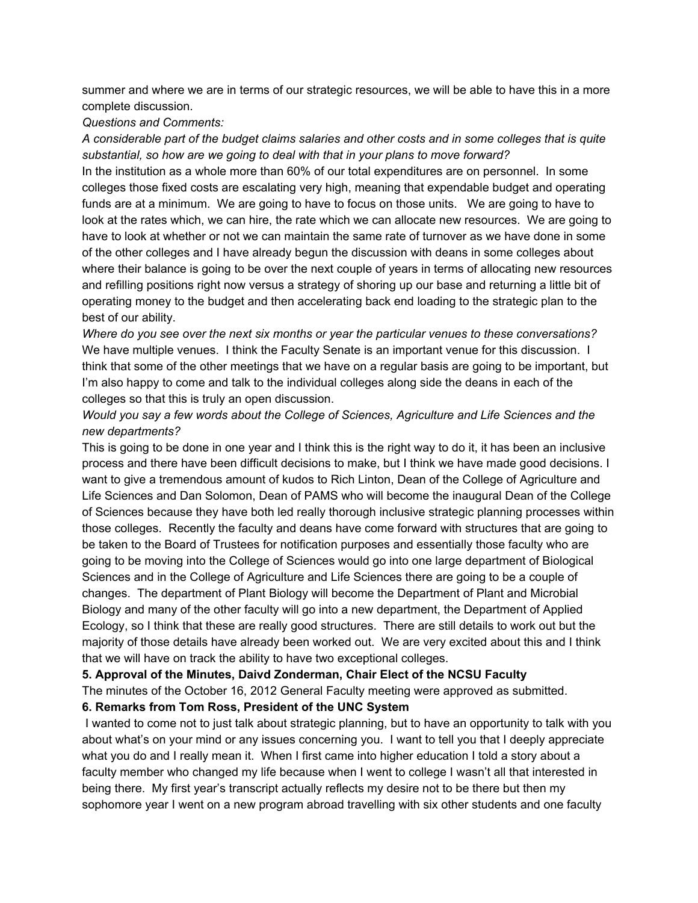summer and where we are in terms of our strategic resources, we will be able to have this in a more complete discussion.

*Questions and Comments:*

*A considerable part of the budget claims salaries and other costs and in some colleges that is quite substantial, so how are we going to deal with that in your plans to move forward?*

In the institution as a whole more than 60% of our total expenditures are on personnel. In some colleges those fixed costs are escalating very high, meaning that expendable budget and operating funds are at a minimum. We are going to have to focus on those units. We are going to have to look at the rates which, we can hire, the rate which we can allocate new resources. We are going to have to look at whether or not we can maintain the same rate of turnover as we have done in some of the other colleges and I have already begun the discussion with deans in some colleges about where their balance is going to be over the next couple of years in terms of allocating new resources and refilling positions right now versus a strategy of shoring up our base and returning a little bit of operating money to the budget and then accelerating back end loading to the strategic plan to the best of our ability.

*Where do you see over the next six months or year the particular venues to these conversations?*

We have multiple venues. I think the Faculty Senate is an important venue for this discussion. I think that some of the other meetings that we have on a regular basis are going to be important, but I'm also happy to come and talk to the individual colleges along side the deans in each of the colleges so that this is truly an open discussion.

*Would you say a few words about the College of Sciences, Agriculture and Life Sciences and the new departments?*

This is going to be done in one year and I think this is the right way to do it, it has been an inclusive process and there have been difficult decisions to make, but I think we have made good decisions. I want to give a tremendous amount of kudos to Rich Linton, Dean of the College of Agriculture and Life Sciences and Dan Solomon, Dean of PAMS who will become the inaugural Dean of the College of Sciences because they have both led really thorough inclusive strategic planning processes within those colleges. Recently the faculty and deans have come forward with structures that are going to be taken to the Board of Trustees for notification purposes and essentially those faculty who are going to be moving into the College of Sciences would go into one large department of Biological Sciences and in the College of Agriculture and Life Sciences there are going to be a couple of changes. The department of Plant Biology will become the Department of Plant and Microbial Biology and many of the other faculty will go into a new department, the Department of Applied Ecology, so I think that these are really good structures. There are still details to work out but the majority of those details have already been worked out. We are very excited about this and I think that we will have on track the ability to have two exceptional colleges.

**5. Approval of the Minutes, Daivd Zonderman, Chair Elect of the NCSU Faculty**

The minutes of the October 16, 2012 General Faculty meeting were approved as submitted.

**6. Remarks from Tom Ross, President of the UNC System**

I wanted to come not to just talk about strategic planning, but to have an opportunity to talk with you about what's on your mind or any issues concerning you. I want to tell you that I deeply appreciate what you do and I really mean it. When I first came into higher education I told a story about a faculty member who changed my life because when I went to college I wasn't all that interested in being there. My first year's transcript actually reflects my desire not to be there but then my sophomore year I went on a new program abroad travelling with six other students and one faculty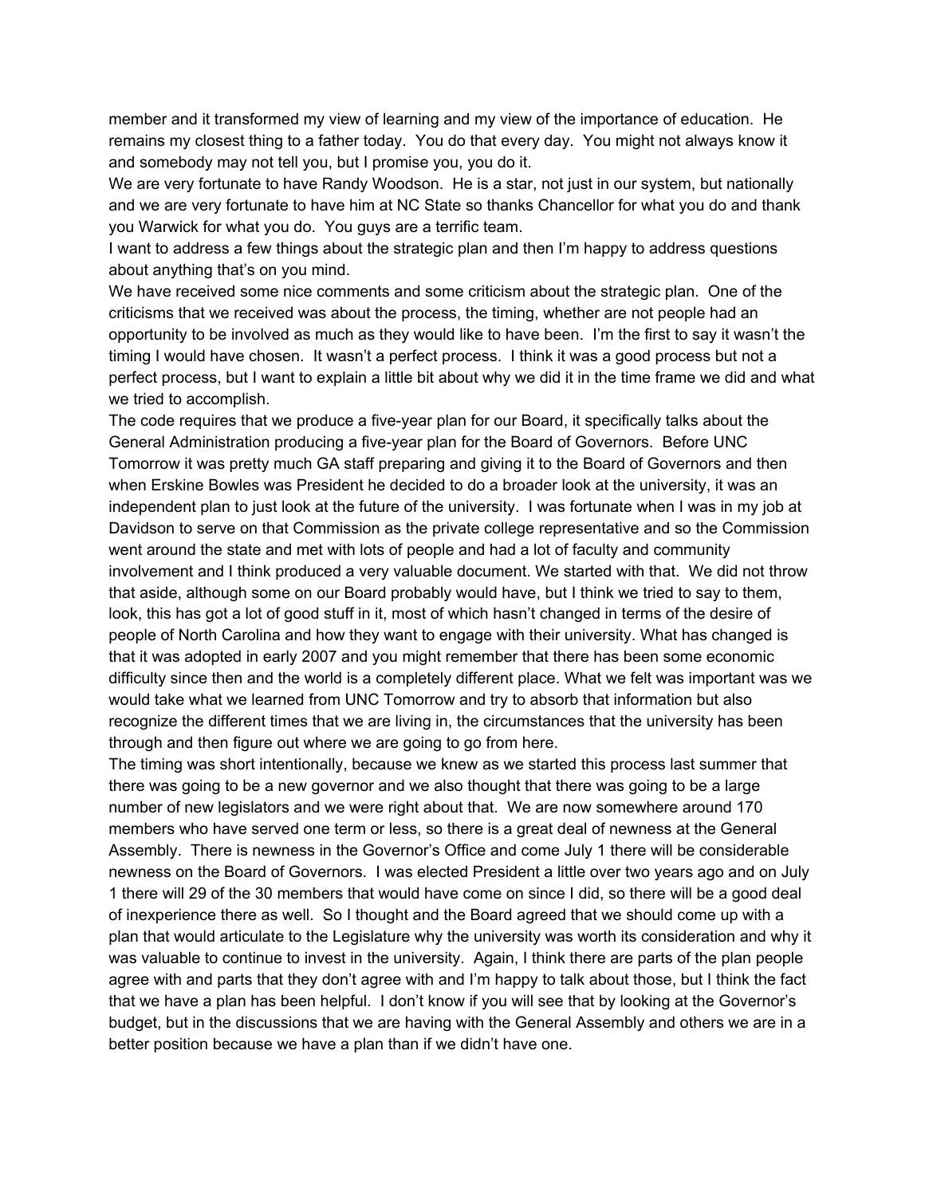member and it transformed my view of learning and my view of the importance of education. He remains my closest thing to a father today. You do that every day. You might not always know it and somebody may not tell you, but I promise you, you do it.

We are very fortunate to have Randy Woodson. He is a star, not just in our system, but nationally and we are very fortunate to have him at NC State so thanks Chancellor for what you do and thank you Warwick for what you do. You guys are a terrific team.

I want to address a few things about the strategic plan and then I'm happy to address questions about anything that's on you mind.

We have received some nice comments and some criticism about the strategic plan. One of the criticisms that we received was about the process, the timing, whether are not people had an opportunity to be involved as much as they would like to have been. I'm the first to say it wasn't the timing I would have chosen. It wasn't a perfect process. I think it was a good process but not a perfect process, but I want to explain a little bit about why we did it in the time frame we did and what we tried to accomplish.

The code requires that we produce a five-year plan for our Board, it specifically talks about the General Administration producing a five-year plan for the Board of Governors. Before UNC Tomorrow it was pretty much GA staff preparing and giving it to the Board of Governors and then when Erskine Bowles was President he decided to do a broader look at the university, it was an independent plan to just look at the future of the university. I was fortunate when I was in my job at Davidson to serve on that Commission as the private college representative and so the Commission went around the state and met with lots of people and had a lot of faculty and community involvement and I think produced a very valuable document. We started with that. We did not throw that aside, although some on our Board probably would have, but I think we tried to say to them, look, this has got a lot of good stuff in it, most of which hasn't changed in terms of the desire of people of North Carolina and how they want to engage with their university. What has changed is that it was adopted in early 2007 and you might remember that there has been some economic difficulty since then and the world is a completely different place. What we felt was important was we would take what we learned from UNC Tomorrow and try to absorb that information but also recognize the different times that we are living in, the circumstances that the university has been through and then figure out where we are going to go from here.

The timing was short intentionally, because we knew as we started this process last summer that there was going to be a new governor and we also thought that there was going to be a large number of new legislators and we were right about that. We are now somewhere around 170 members who have served one term or less, so there is a great deal of newness at the General Assembly. There is newness in the Governor's Office and come July 1 there will be considerable newness on the Board of Governors. I was elected President a little over two years ago and on July 1 there will 29 of the 30 members that would have come on since I did, so there will be a good deal of inexperience there as well. So I thought and the Board agreed that we should come up with a plan that would articulate to the Legislature why the university was worth its consideration and why it was valuable to continue to invest in the university. Again, I think there are parts of the plan people agree with and parts that they don't agree with and I'm happy to talk about those, but I think the fact that we have a plan has been helpful. I don't know if you will see that by looking at the Governor's budget, but in the discussions that we are having with the General Assembly and others we are in a better position because we have a plan than if we didn't have one.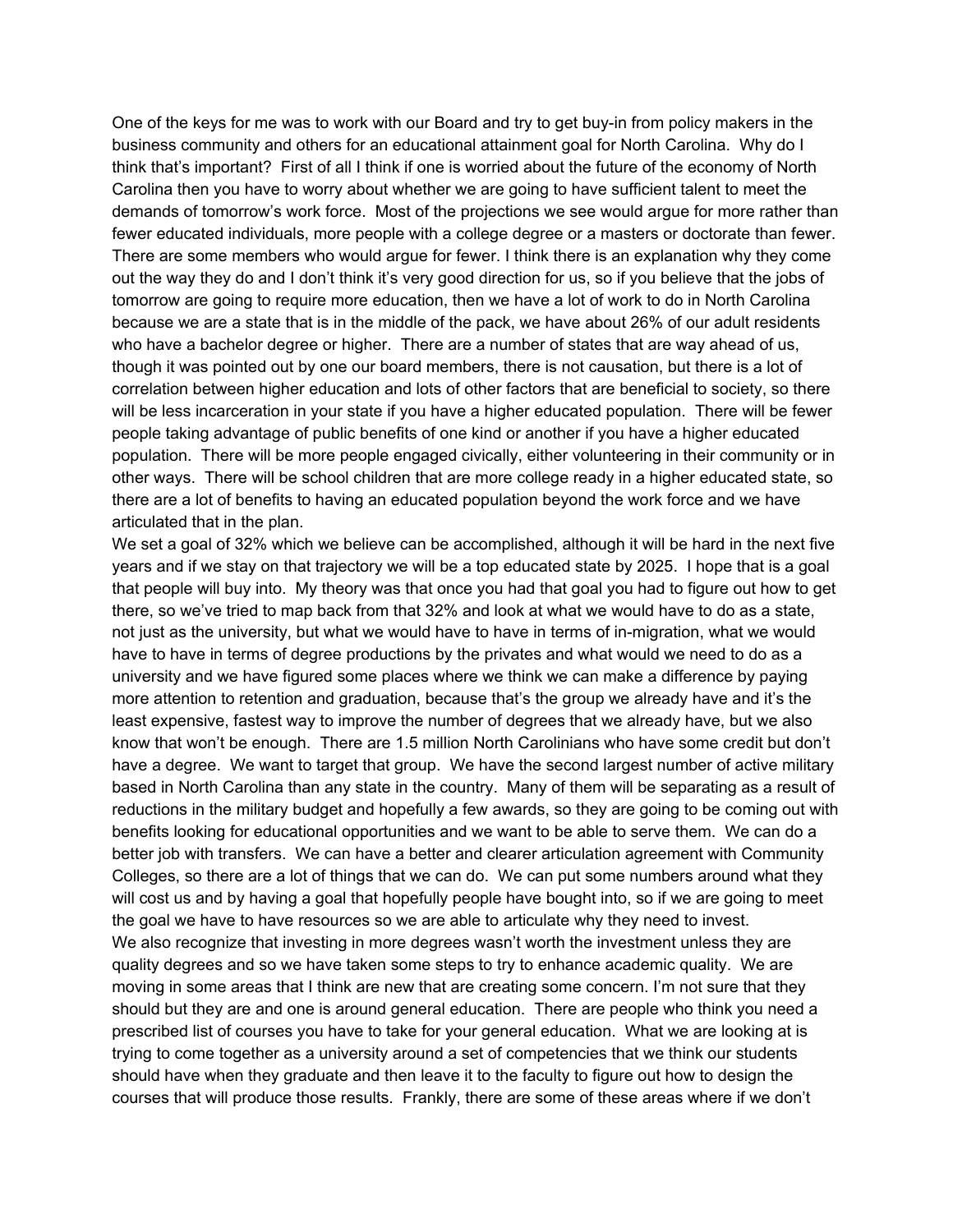One of the keys for me was to work with our Board and try to get buy-in from policy makers in the business community and others for an educational attainment goal for North Carolina. Why do I think that's important? First of all I think if one is worried about the future of the economy of North Carolina then you have to worry about whether we are going to have sufficient talent to meet the demands of tomorrow's work force. Most of the projections we see would argue for more rather than fewer educated individuals, more people with a college degree or a masters or doctorate than fewer. There are some members who would argue for fewer. I think there is an explanation why they come out the way they do and I don't think it's very good direction for us, so if you believe that the jobs of tomorrow are going to require more education, then we have a lot of work to do in North Carolina because we are a state that is in the middle of the pack, we have about 26% of our adult residents who have a bachelor degree or higher. There are a number of states that are way ahead of us, though it was pointed out by one our board members, there is not causation, but there is a lot of correlation between higher education and lots of other factors that are beneficial to society, so there will be less incarceration in your state if you have a higher educated population. There will be fewer people taking advantage of public benefits of one kind or another if you have a higher educated population. There will be more people engaged civically, either volunteering in their community or in other ways. There will be school children that are more college ready in a higher educated state, so there are a lot of benefits to having an educated population beyond the work force and we have articulated that in the plan.

We set a goal of 32% which we believe can be accomplished, although it will be hard in the next five years and if we stay on that trajectory we will be a top educated state by 2025. I hope that is a goal that people will buy into. My theory was that once you had that goal you had to figure out how to get there, so we've tried to map back from that 32% and look at what we would have to do as a state, not just as the university, but what we would have to have in terms of in-migration, what we would have to have in terms of degree productions by the privates and what would we need to do as a university and we have figured some places where we think we can make a difference by paying more attention to retention and graduation, because that's the group we already have and it's the least expensive, fastest way to improve the number of degrees that we already have, but we also know that won't be enough. There are 1.5 million North Carolinians who have some credit but don't have a degree. We want to target that group. We have the second largest number of active military based in North Carolina than any state in the country. Many of them will be separating as a result of reductions in the military budget and hopefully a few awards, so they are going to be coming out with benefits looking for educational opportunities and we want to be able to serve them. We can do a better job with transfers. We can have a better and clearer articulation agreement with Community Colleges, so there are a lot of things that we can do. We can put some numbers around what they will cost us and by having a goal that hopefully people have bought into, so if we are going to meet the goal we have to have resources so we are able to articulate why they need to invest.

We also recognize that investing in more degrees wasn't worth the investment unless they are quality degrees and so we have taken some steps to try to enhance academic quality. We are moving in some areas that I think are new that are creating some concern. I'm not sure that they should but they are and one is around general education. There are people who think you need a prescribed list of courses you have to take for your general education. What we are looking at is trying to come together as a university around a set of competencies that we think our students should have when they graduate and then leave it to the faculty to figure out how to design the courses that will produce those results. Frankly, there are some of these areas where if we don't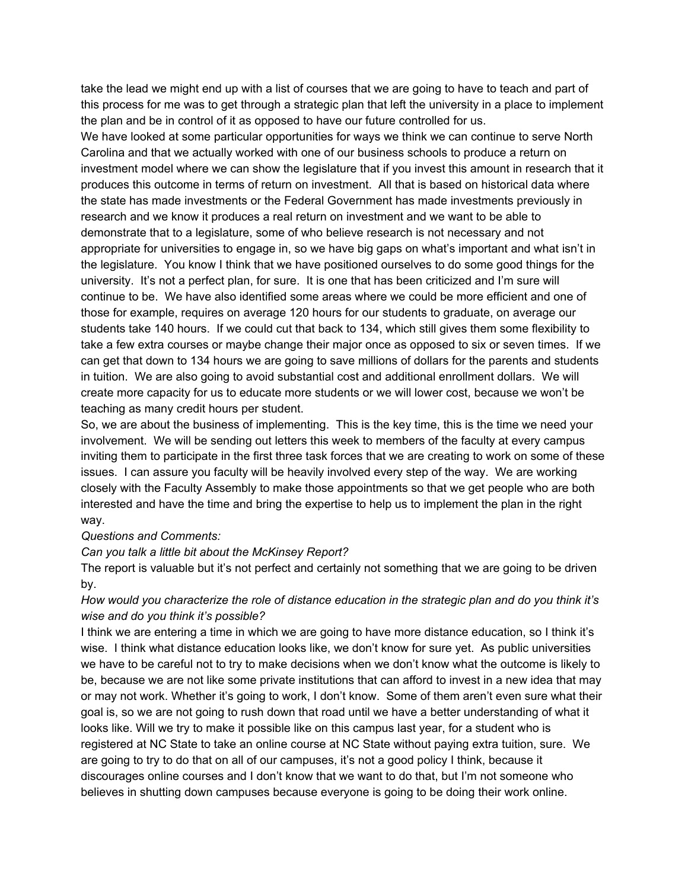take the lead we might end up with a list of courses that we are going to have to teach and part of this process for me was to get through a strategic plan that left the university in a place to implement the plan and be in control of it as opposed to have our future controlled for us.

We have looked at some particular opportunities for ways we think we can continue to serve North Carolina and that we actually worked with one of our business schools to produce a return on investment model where we can show the legislature that if you invest this amount in research that it produces this outcome in terms of return on investment. All that is based on historical data where the state has made investments or the Federal Government has made investments previously in research and we know it produces a real return on investment and we want to be able to demonstrate that to a legislature, some of who believe research is not necessary and not appropriate for universities to engage in, so we have big gaps on what's important and what isn't in the legislature. You know I think that we have positioned ourselves to do some good things for the university. It's not a perfect plan, for sure. It is one that has been criticized and I'm sure will continue to be. We have also identified some areas where we could be more efficient and one of those for example, requires on average 120 hours for our students to graduate, on average our students take 140 hours. If we could cut that back to 134, which still gives them some flexibility to take a few extra courses or maybe change their major once as opposed to six or seven times. If we can get that down to 134 hours we are going to save millions of dollars for the parents and students in tuition. We are also going to avoid substantial cost and additional enrollment dollars. We will create more capacity for us to educate more students or we will lower cost, because we won't be teaching as many credit hours per student.

So, we are about the business of implementing. This is the key time, this is the time we need your involvement. We will be sending out letters this week to members of the faculty at every campus inviting them to participate in the first three task forces that we are creating to work on some of these issues. I can assure you faculty will be heavily involved every step of the way. We are working closely with the Faculty Assembly to make those appointments so that we get people who are both interested and have the time and bring the expertise to help us to implement the plan in the right way.

*Questions and Comments:*

*Can you talk a little bit about the McKinsey Report?*

The report is valuable but it's not perfect and certainly not something that we are going to be driven by.

*How would you characterize the role of distance education in the strategic plan and do you think it's wise and do you think it's possible?*

I think we are entering a time in which we are going to have more distance education, so I think it's wise. I think what distance education looks like, we don't know for sure yet. As public universities we have to be careful not to try to make decisions when we don't know what the outcome is likely to be, because we are not like some private institutions that can afford to invest in a new idea that may or may not work. Whether it's going to work, I don't know. Some of them aren't even sure what their goal is, so we are not going to rush down that road until we have a better understanding of what it looks like. Will we try to make it possible like on this campus last year, for a student who is registered at NC State to take an online course at NC State without paying extra tuition, sure. We are going to try to do that on all of our campuses, it's not a good policy I think, because it discourages online courses and I don't know that we want to do that, but I'm not someone who believes in shutting down campuses because everyone is going to be doing their work online.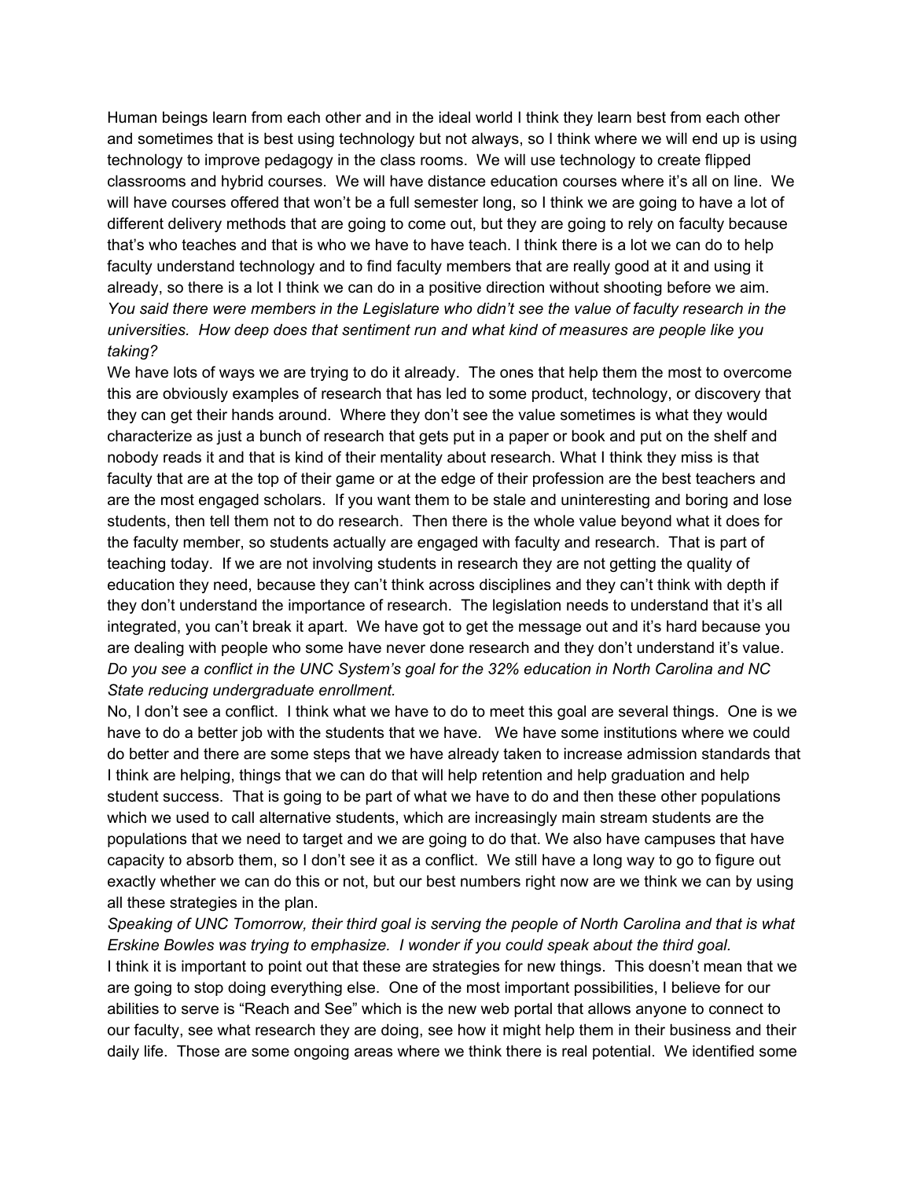Human beings learn from each other and in the ideal world I think they learn best from each other and sometimes that is best using technology but not always, so I think where we will end up is using technology to improve pedagogy in the class rooms. We will use technology to create flipped classrooms and hybrid courses. We will have distance education courses where it's all on line. We will have courses offered that won't be a full semester long, so I think we are going to have a lot of different delivery methods that are going to come out, but they are going to rely on faculty because that's who teaches and that is who we have to have teach. I think there is a lot we can do to help faculty understand technology and to find faculty members that are really good at it and using it already, so there is a lot I think we can do in a positive direction without shooting before we aim.

*You said there were members in the Legislature who didn't see the value of faculty research in the universities. How deep does that sentiment run and what kind of measures are people like you taking?*

We have lots of ways we are trying to do it already. The ones that help them the most to overcome this are obviously examples of research that has led to some product, technology, or discovery that they can get their hands around. Where they don't see the value sometimes is what they would characterize as just a bunch of research that gets put in a paper or book and put on the shelf and nobody reads it and that is kind of their mentality about research. What I think they miss is that faculty that are at the top of their game or at the edge of their profession are the best teachers and are the most engaged scholars. If you want them to be stale and uninteresting and boring and lose students, then tell them not to do research. Then there is the whole value beyond what it does for the faculty member, so students actually are engaged with faculty and research. That is part of teaching today. If we are not involving students in research they are not getting the quality of education they need, because they can't think across disciplines and they can't think with depth if they don't understand the importance of research. The legislation needs to understand that it's all integrated, you can't break it apart. We have got to get the message out and it's hard because you are dealing with people who some have never done research and they don't understand it's value.

*Do you see a conflict in the UNC System's goal for the 32% education in North Carolina and NC State reducing undergraduate enrollment.*

No, I don't see a conflict. I think what we have to do to meet this goal are several things. One is we have to do a better job with the students that we have. We have some institutions where we could do better and there are some steps that we have already taken to increase admission standards that I think are helping, things that we can do that will help retention and help graduation and help student success. That is going to be part of what we have to do and then these other populations which we used to call alternative students, which are increasingly main stream students are the populations that we need to target and we are going to do that. We also have campuses that have capacity to absorb them, so I don't see it as a conflict. We still have a long way to go to figure out exactly whether we can do this or not, but our best numbers right now are we think we can by using all these strategies in the plan.

*Speaking of UNC Tomorrow, their third goal is serving the people of North Carolina and that is what Erskine Bowles was trying to emphasize. I wonder if you could speak about the third goal.*

I think it is important to point out that these are strategies for new things. This doesn't mean that we are going to stop doing everything else. One of the most important possibilities, I believe for our abilities to serve is "Reach and See" which is the new web portal that allows anyone to connect to our faculty, see what research they are doing, see how it might help them in their business and their daily life. Those are some ongoing areas where we think there is real potential. We identified some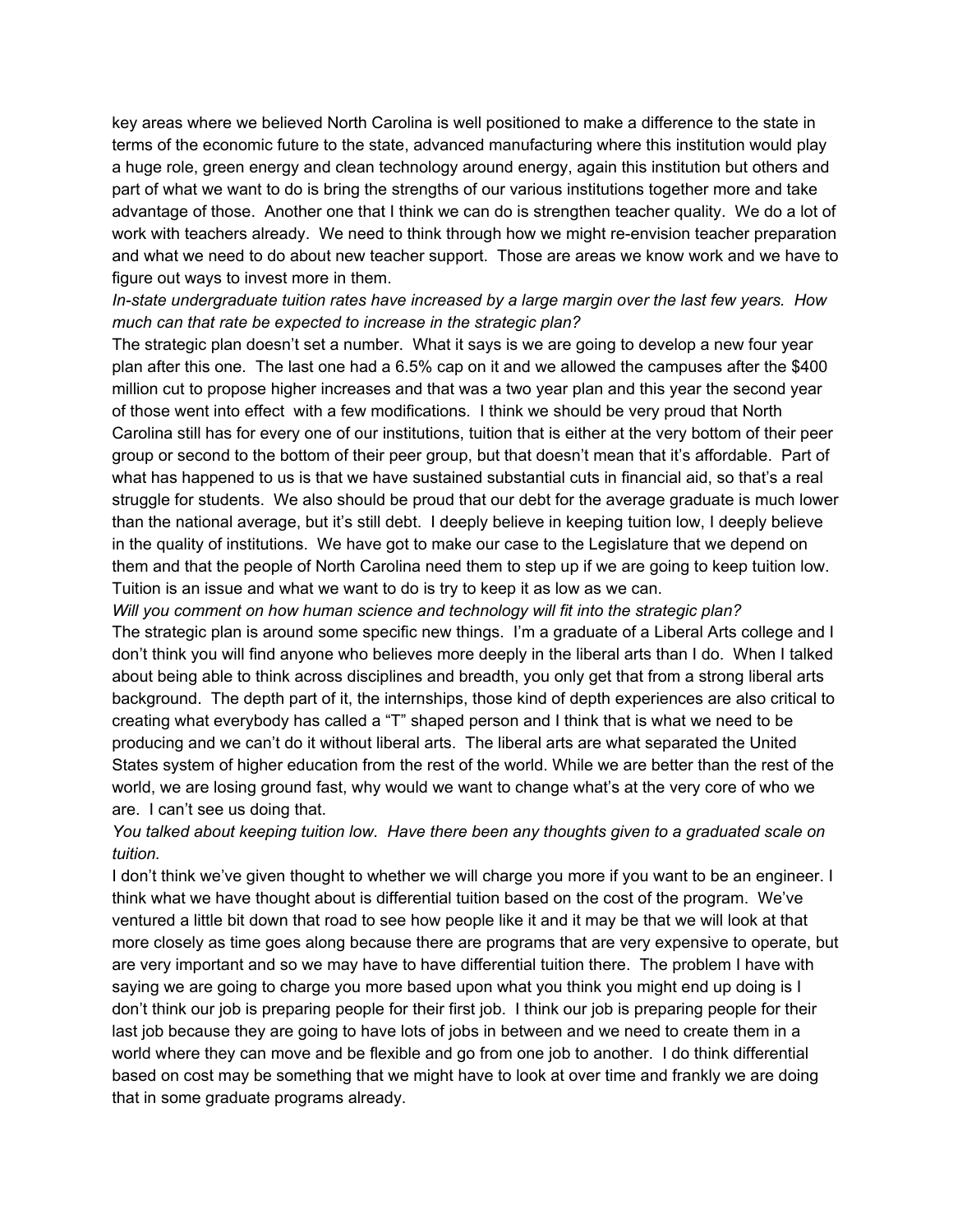key areas where we believed North Carolina is well positioned to make a difference to the state in terms of the economic future to the state, advanced manufacturing where this institution would play a huge role, green energy and clean technology around energy, again this institution but others and part of what we want to do is bring the strengths of our various institutions together more and take advantage of those. Another one that I think we can do is strengthen teacher quality. We do a lot of work with teachers already. We need to think through how we might re-envision teacher preparation and what we need to do about new teacher support. Those are areas we know work and we have to figure out ways to invest more in them.

*In-state undergraduate tuition rates have increased by a large margin over the last few years. How much can that rate be expected to increase in the strategic plan?*

The strategic plan doesn't set a number. What it says is we are going to develop a new four year plan after this one. The last one had a 6.5% cap on it and we allowed the campuses after the $400 million cut to propose higher increases and that was a two year plan and this year the second year of those went into effect with a few modifications. I think we should be very proud that North Carolina still has for every one of our institutions, tuition that is either at the very bottom of their peer group or second to the bottom of their peer group, but that doesn't mean that it's affordable. Part of what has happened to us is that we have sustained substantial cuts in financial aid, so that's a real struggle for students. We also should be proud that our debt for the average graduate is much lower than the national average, but it's still debt. I deeply believe in keeping tuition low, I deeply believe in the quality of institutions. We have got to make our case to the Legislature that we depend on them and that the people of North Carolina need them to step up if we are going to keep tuition low. Tuition is an issue and what we want to do is try to keep it as low as we can.

*Will you comment on how human science and technology will fit into the strategic plan?*

The strategic plan is around some specific new things. I'm a graduate of a Liberal Arts college and I don't think you will find anyone who believes more deeply in the liberal arts than I do. When I talked about being able to think across disciplines and breadth, you only get that from a strong liberal arts background. The depth part of it, the internships, those kind of depth experiences are also critical to creating what everybody has called a "T" shaped person and I think that is what we need to be producing and we can't do it without liberal arts. The liberal arts are what separated the United States system of higher education from the rest of the world. While we are better than the rest of the world, we are losing ground fast, why would we want to change what's at the very core of who we are. I can't see us doing that.

*You talked about keeping tuition low. Have there been any thoughts given to a graduated scale on tuition.*

I don't think we've given thought to whether we will charge you more if you want to be an engineer. I think what we have thought about is differential tuition based on the cost of the program. We've ventured a little bit down that road to see how people like it and it may be that we will look at that more closely as time goes along because there are programs that are very expensive to operate, but are very important and so we may have to have differential tuition there. The problem I have with saying we are going to charge you more based upon what you think you might end up doing is I don't think our job is preparing people for their first job. I think our job is preparing people for their last job because they are going to have lots of jobs in between and we need to create them in a world where they can move and be flexible and go from one job to another. I do think differential based on cost may be something that we might have to look at over time and frankly we are doing that in some graduate programs already.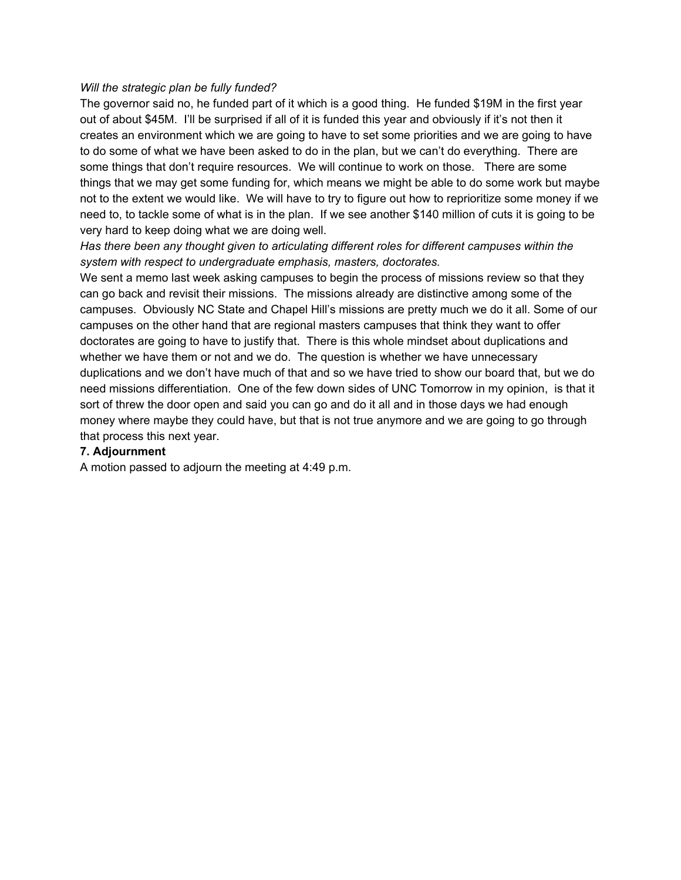*Will the strategic plan be fully funded?*

The governor said no, he funded part of it which is a good thing. He funded $19M in the first year out of about $45M. I'll be surprised if all of it is funded this year and obviously if it's not then it creates an environment which we are going to have to set some priorities and we are going to have to do some of what we have been asked to do in the plan, but we can't do everything. There are some things that don't require resources. We will continue to work on those. There are some things that we may get some funding for, which means we might be able to do some work but maybe not to the extent we would like. We will have to try to figure out how to reprioritize some money if we need to, to tackle some of what is in the plan. If we see another $140 million of cuts it is going to be very hard to keep doing what we are doing well.

*Has there been any thought given to articulating different roles for different campuses within the system with respect to undergraduate emphasis, masters, doctorates.*

We sent a memo last week asking campuses to begin the process of missions review so that they can go back and revisit their missions. The missions already are distinctive among some of the campuses. Obviously NC State and Chapel Hill's missions are pretty much we do it all. Some of our campuses on the other hand that are regional masters campuses that think they want to offer doctorates are going to have to justify that. There is this whole mindset about duplications and whether we have them or not and we do. The question is whether we have unnecessary duplications and we don't have much of that and so we have tried to show our board that, but we do need missions differentiation. One of the few down sides of UNC Tomorrow in my opinion, is that it sort of threw the door open and said you can go and do it all and in those days we had enough money where maybe they could have, but that is not true anymore and we are going to go through that process this next year.

**7. Adjournment**

A motion passed to adjourn the meeting at 4:49 p.m.